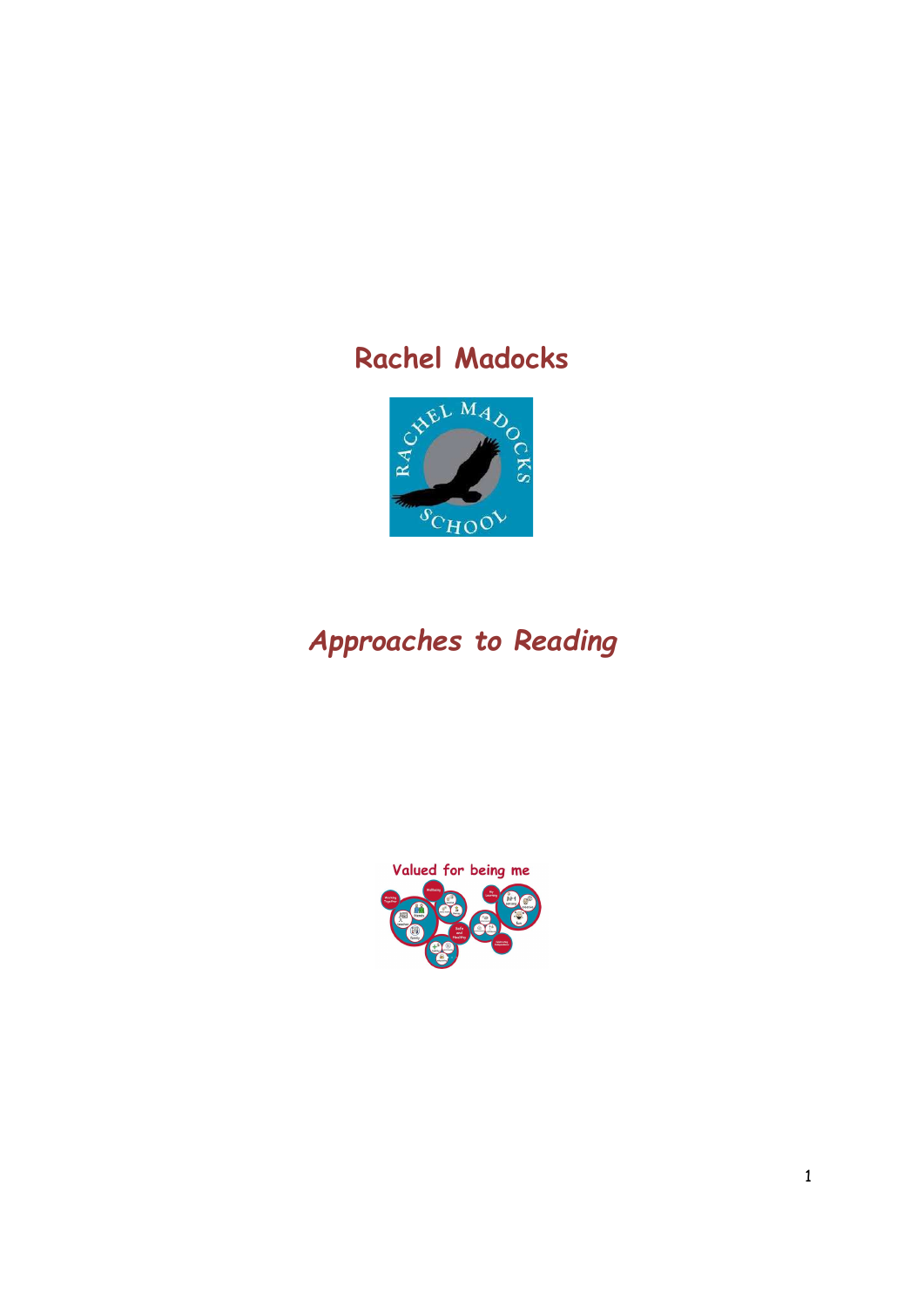# Rachel Madocks

## *Approaches to Reading*

Valued for being me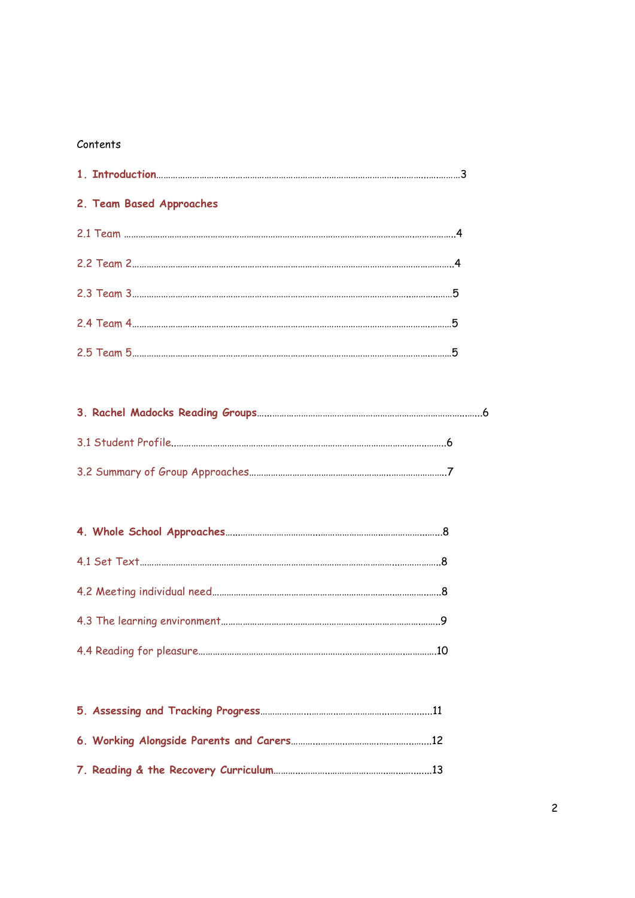Contents

**1. Introduction**……………………………………………………………………………………………3

**2. Team Based Approaches**

2.1 Team ……………………………………………………………………………………………4

2.2 Team 2……………………………………………………………………………………………4

2.3 Team 3……………………………………………………………………………………………5

2.4 Team 4……………………………………………………………………………………………5

2.5 Team 5……………………………………………………………………………………………5

**3. Rachel Madocks Reading Groups**……………………………………………………………………6

3.1 Student Profile……………………………………………………………………………………6

3.2 Summary of Group Approaches…………………………………………………………………7

**4. Whole School Approaches**…………………………………………………………………………8

4.1 Set Text……………………………………………………………………………………………8

4.2 Meeting individual need…………………………………………………………………………8

4.3 The learning environment………………………………………………………………………9

4.4 Reading for pleasure……………………………………………………………………………10

**5. Assessing and Tracking Progress**……………………………………………………………11

**6. Working Alongside Parents and Carers**……………………………………………………12

**7. Reading & the Recovery Curriculum**………………………………………………………13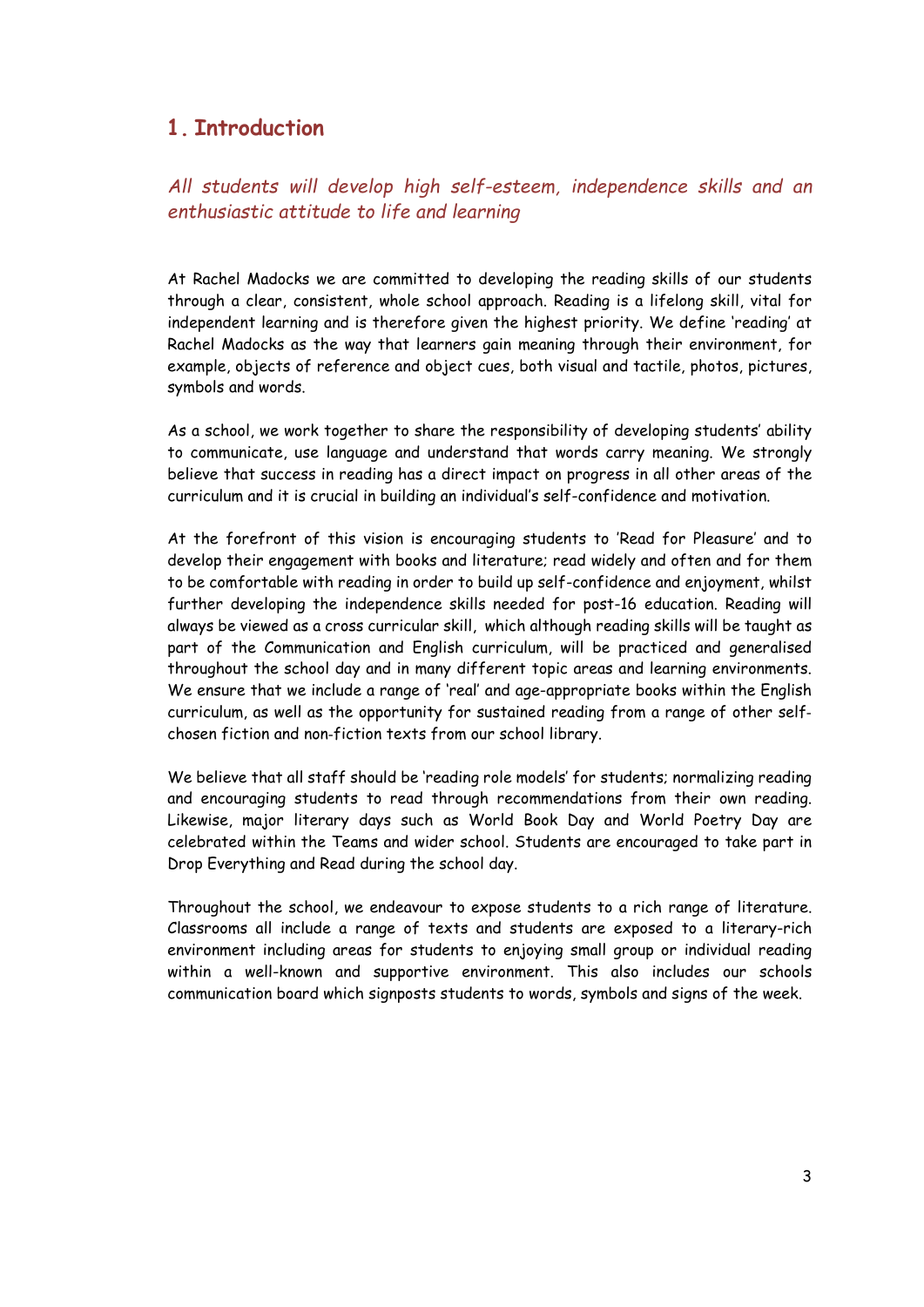# 1. Introduction

*All students will develop high self-esteem, independence skills and an enthusiastic attitude to life and learning*

At Rachel Madocks we are committed to developing the reading skills of our students through a clear, consistent, whole school approach. Reading is a lifelong skill, vital for independent learning and is therefore given the highest priority. We define 'reading' at Rachel Madocks as the way that learners gain meaning through their environment, for example, objects of reference and object cues, both visual and tactile, photos, pictures, symbols and words.

As a school, we work together to share the responsibility of developing students' ability to communicate, use language and understand that words carry meaning. We strongly believe that success in reading has a direct impact on progress in all other areas of the curriculum and it is crucial in building an individual's self-confidence and motivation.

At the forefront of this vision is encouraging students to 'Read for Pleasure' and to develop their engagement with books and literature; read widely and often and for them to be comfortable with reading in order to build up self-confidence and enjoyment, whilst further developing the independence skills needed for post-16 education. Reading will always be viewed as a cross curricular skill, which although reading skills will be taught as part of the Communication and English curriculum, will be practiced and generalised throughout the school day and in many different topic areas and learning environments. We ensure that we include a range of 'real' and age-appropriate books within the English curriculum, as well as the opportunity for sustained reading from a range of other self-chosen fiction and non-fiction texts from our school library.

We believe that all staff should be 'reading role models' for students; normalizing reading and encouraging students to read through recommendations from their own reading. Likewise, major literary days such as World Book Day and World Poetry Day are celebrated within the Teams and wider school. Students are encouraged to take part in Drop Everything and Read during the school day.

Throughout the school, we endeavour to expose students to a rich range of literature. Classrooms all include a range of texts and students are exposed to a literary-rich environment including areas for students to enjoying small group or individual reading within a well-known and supportive environment. This also includes our schools communication board which signposts students to words, symbols and signs of the week.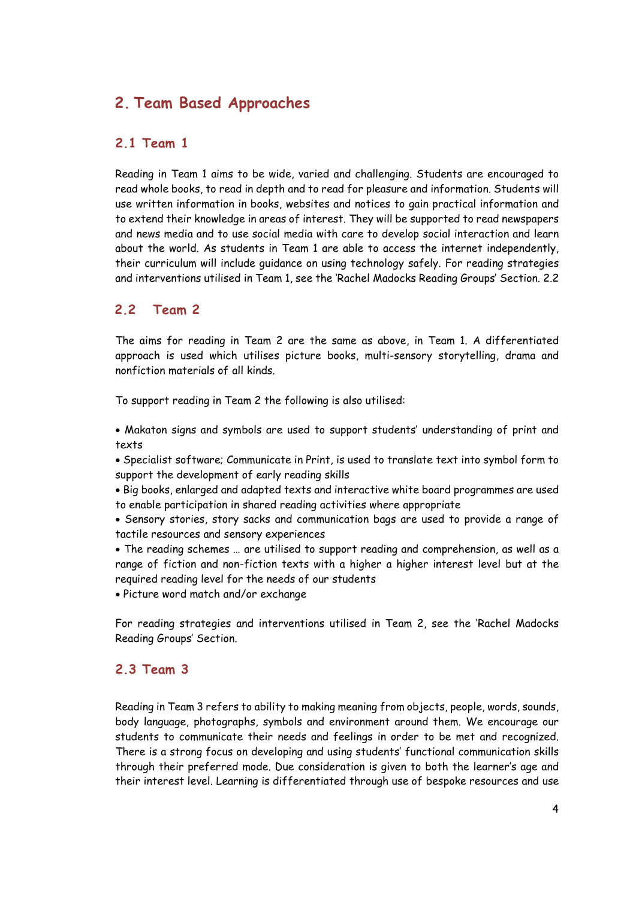## 2. Team Based Approaches

### 2.1 Team 1

Reading in Team 1 aims to be wide, varied and challenging. Students are encouraged to read whole books, to read in depth and to read for pleasure and information. Students will use written information in books, websites and notices to gain practical information and to extend their knowledge in areas of interest. They will be supported to read newspapers and news media and to use social media with care to develop social interaction and learn about the world. As students in Team 1 are able to access the internet independently, their curriculum will include guidance on using technology safely. For reading strategies and interventions utilised in Team 1, see the 'Rachel Madocks Reading Groups' Section. 2.2

### 2.2 Team 2

The aims for reading in Team 2 are the same as above, in Team 1. A differentiated approach is used which utilises picture books, multi-sensory storytelling, drama and nonfiction materials of all kinds.

To support reading in Team 2 the following is also utilised:

- Makaton signs and symbols are used to support students' understanding of print and texts
- Specialist software; Communicate in Print, is used to translate text into symbol form to support the development of early reading skills
- Big books, enlarged and adapted texts and interactive white board programmes are used to enable participation in shared reading activities where appropriate
- Sensory stories, story sacks and communication bags are used to provide a range of tactile resources and sensory experiences
- The reading schemes … are utilised to support reading and comprehension, as well as a range of fiction and non-fiction texts with a higher a higher interest level but at the required reading level for the needs of our students
- Picture word match and/or exchange

For reading strategies and interventions utilised in Team 2, see the 'Rachel Madocks Reading Groups' Section.

### 2.3 Team 3

Reading in Team 3 refers to ability to making meaning from objects, people, words, sounds, body language, photographs, symbols and environment around them. We encourage our students to communicate their needs and feelings in order to be met and recognized. There is a strong focus on developing and using students' functional communication skills through their preferred mode. Due consideration is given to both the learner's age and their interest level. Learning is differentiated through use of bespoke resources and use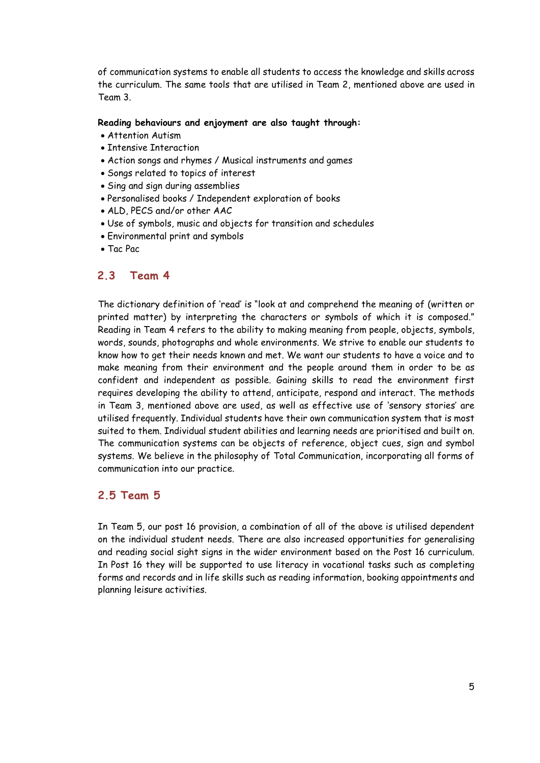of communication systems to enable all students to access the knowledge and skills across the curriculum. The same tools that are utilised in Team 2, mentioned above are used in Team 3.

**Reading behaviours and enjoyment are also taught through:**

- Attention Autism
- Intensive Interaction
- Action songs and rhymes / Musical instruments and games
- Songs related to topics of interest
- Sing and sign during assemblies
- Personalised books / Independent exploration of books
- ALD, PECS and/or other AAC
- Use of symbols, music and objects for transition and schedules
- Environmental print and symbols
- Tac Pac

## 2.3 Team 4

The dictionary definition of 'read' is "look at and comprehend the meaning of (written or printed matter) by interpreting the characters or symbols of which it is composed." Reading in Team 4 refers to the ability to making meaning from people, objects, symbols, words, sounds, photographs and whole environments. We strive to enable our students to know how to get their needs known and met. We want our students to have a voice and to make meaning from their environment and the people around them in order to be as confident and independent as possible. Gaining skills to read the environment first requires developing the ability to attend, anticipate, respond and interact. The methods in Team 3, mentioned above are used, as well as effective use of 'sensory stories' are utilised frequently. Individual students have their own communication system that is most suited to them. Individual student abilities and learning needs are prioritised and built on. The communication systems can be objects of reference, object cues, sign and symbol systems. We believe in the philosophy of Total Communication, incorporating all forms of communication into our practice.

## 2.5 Team 5

In Team 5, our post 16 provision, a combination of all of the above is utilised dependent on the individual student needs. There are also increased opportunities for generalising and reading social sight signs in the wider environment based on the Post 16 curriculum. In Post 16 they will be supported to use literacy in vocational tasks such as completing forms and records and in life skills such as reading information, booking appointments and planning leisure activities.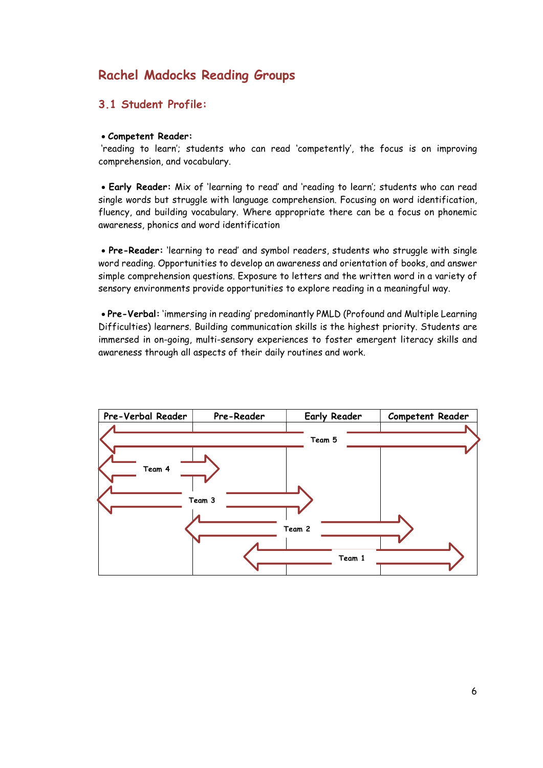# Rachel Madocks Reading Groups

## 3.1 Student Profile:

- **Competent Reader:**
'reading to learn'; students who can read 'competently', the focus is on improving comprehension, and vocabulary.

- **Early Reader:** Mix of 'learning to read' and 'reading to learn'; students who can read single words but struggle with language comprehension. Focusing on word identification, fluency, and building vocabulary. Where appropriate there can be a focus on phonemic awareness, phonics and word identification

- **Pre-Reader:** 'learning to read' and symbol readers, students who struggle with single word reading. Opportunities to develop an awareness and orientation of books, and answer simple comprehension questions. Exposure to letters and the written word in a variety of sensory environments provide opportunities to explore reading in a meaningful way.

- **Pre-Verbal:** 'immersing in reading' predominantly PMLD (Profound and Multiple Learning Difficulties) learners. Building communication skills is the highest priority. Students are immersed in on-going, multi-sensory experiences to foster emergent literacy skills and awareness through all aspects of their daily routines and work.

| Pre-Verbal Reader | Pre-Reader | Early Reader | Competent Reader |
|---|---|---|---|
| ← Team 5 | Team 5 | Team 5 | Team 5 → |
| ← Team 4 | Team 4 → | | |
| ← Team 3 | Team 3 | Team 3 → | |
| | ← Team 2 | Team 2 | Team 2 → |
| | ← Team 1 | Team 1 | Team 1 → |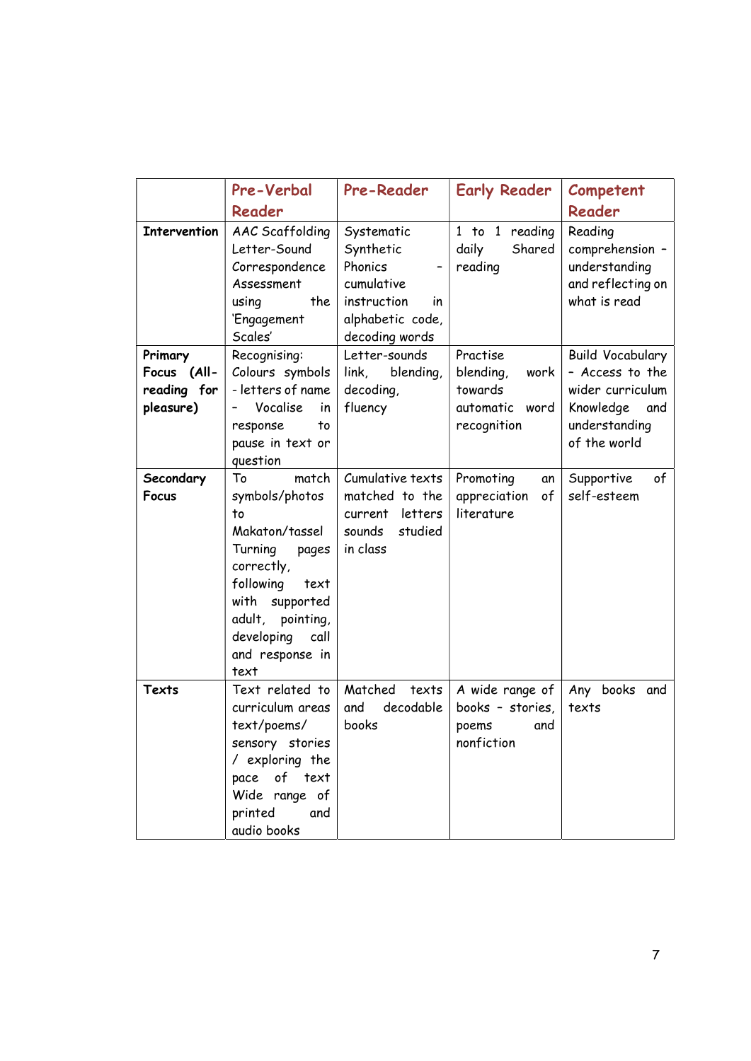| | Pre-Verbal Reader | Pre-Reader | Early Reader | Competent Reader |
|---|---|---|---|---|
| **Intervention** | AAC Scaffolding Letter-Sound Correspondence Assessment using the 'Engagement Scales' | Systematic Synthetic Phonics – cumulative instruction in alphabetic code, decoding words | 1 to 1 reading daily Shared reading | Reading comprehension – understanding and reflecting on what is read |
| **Primary Focus (All-reading for pleasure)** | Recognising: Colours symbols - letters of name – Vocalise in response to pause in text or question | Letter-sounds link, blending, decoding, fluency | Practise blending, work towards automatic word recognition | Build Vocabulary - Access to the wider curriculum Knowledge and understanding of the world |
| **Secondary Focus** | To match symbols/photos to Makaton/tassel Turning pages correctly, following text with supported adult, pointing, developing call and response in text | Cumulative texts matched to the current letters sounds studied in class | Promoting an appreciation of literature | Supportive of self-esteem |
| **Texts** | Text related to curriculum areas text/poems/ sensory stories / exploring the pace of text Wide range of printed and audio books | Matched texts and decodable books | A wide range of books – stories, poems and nonfiction | Any books and texts |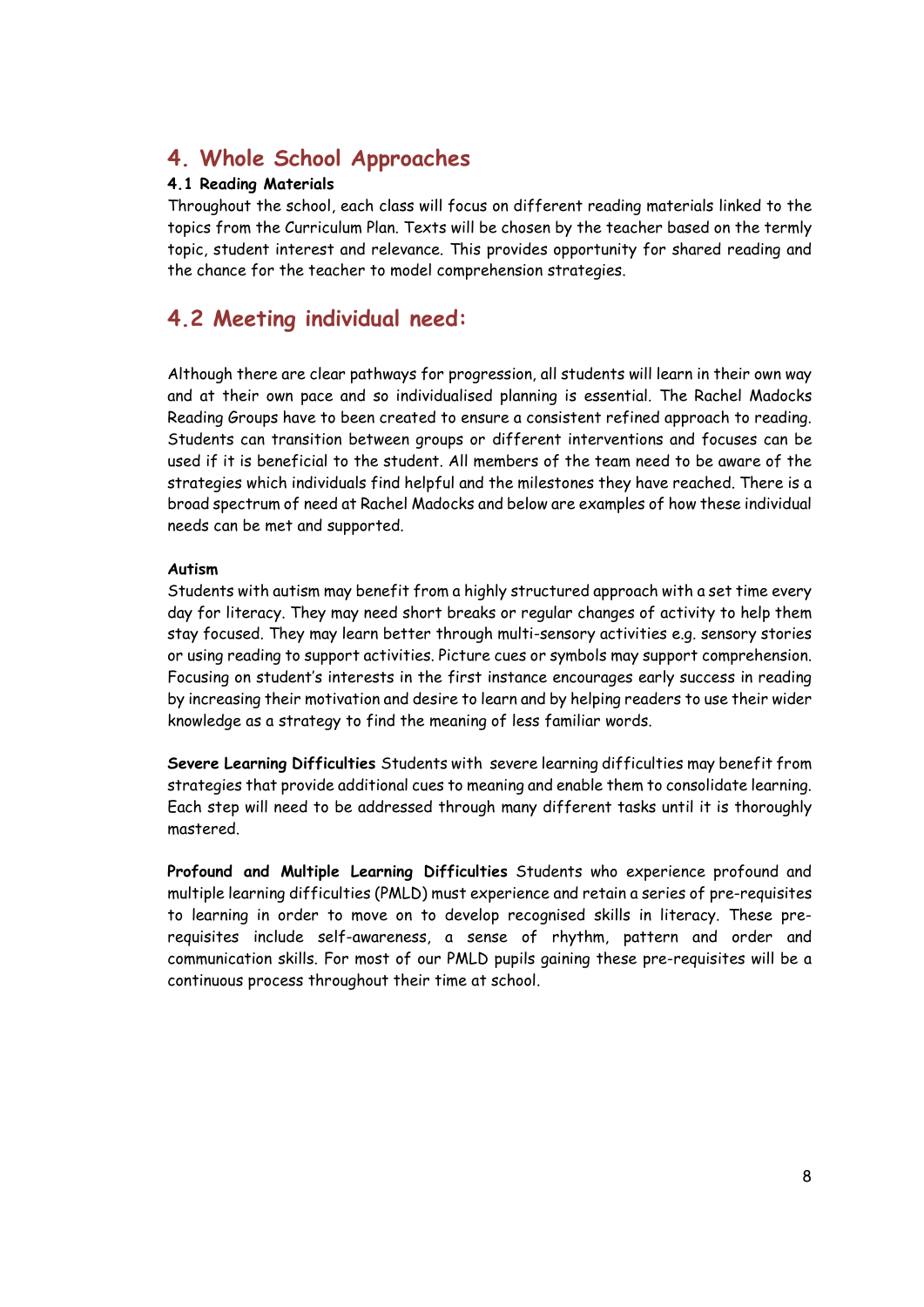## 4. Whole School Approaches

### 4.1 Reading Materials

Throughout the school, each class will focus on different reading materials linked to the topics from the Curriculum Plan. Texts will be chosen by the teacher based on the termly topic, student interest and relevance. This provides opportunity for shared reading and the chance for the teacher to model comprehension strategies.

## 4.2 Meeting individual need:

Although there are clear pathways for progression, all students will learn in their own way and at their own pace and so individualised planning is essential. The Rachel Madocks Reading Groups have to been created to ensure a consistent refined approach to reading. Students can transition between groups or different interventions and focuses can be used if it is beneficial to the student. All members of the team need to be aware of the strategies which individuals find helpful and the milestones they have reached. There is a broad spectrum of need at Rachel Madocks and below are examples of how these individual needs can be met and supported.

**Autism**

Students with autism may benefit from a highly structured approach with a set time every day for literacy. They may need short breaks or regular changes of activity to help them stay focused. They may learn better through multi-sensory activities e.g. sensory stories or using reading to support activities. Picture cues or symbols may support comprehension. Focusing on student's interests in the first instance encourages early success in reading by increasing their motivation and desire to learn and by helping readers to use their wider knowledge as a strategy to find the meaning of less familiar words.

**Severe Learning Difficulties** Students with severe learning difficulties may benefit from strategies that provide additional cues to meaning and enable them to consolidate learning. Each step will need to be addressed through many different tasks until it is thoroughly mastered.

**Profound and Multiple Learning Difficulties** Students who experience profound and multiple learning difficulties (PMLD) must experience and retain a series of pre-requisites to learning in order to move on to develop recognised skills in literacy. These pre-requisites include self-awareness, a sense of rhythm, pattern and order and communication skills. For most of our PMLD pupils gaining these pre-requisites will be a continuous process throughout their time at school.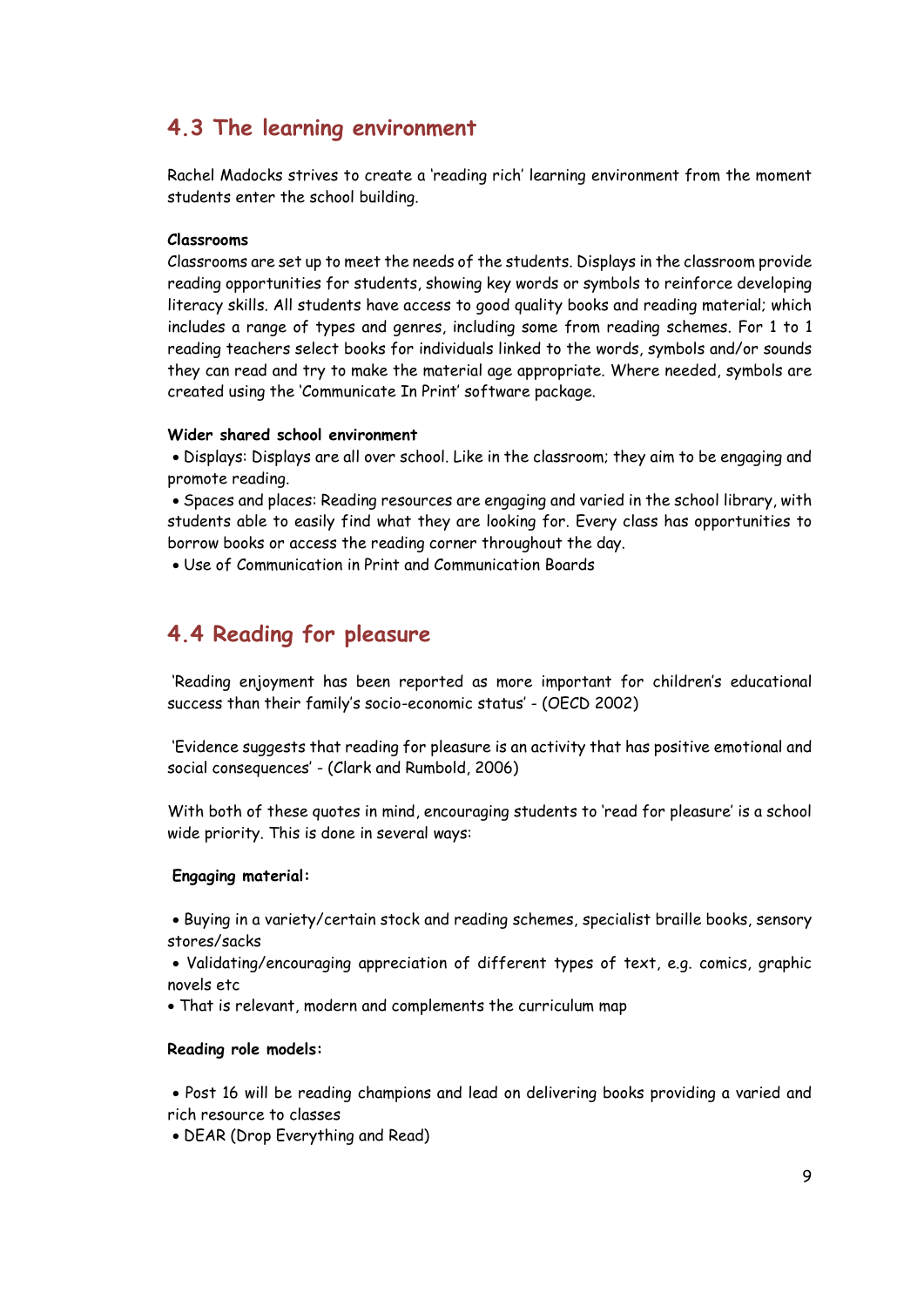## 4.3 The learning environment

Rachel Madocks strives to create a 'reading rich' learning environment from the moment students enter the school building.

**Classrooms**

Classrooms are set up to meet the needs of the students. Displays in the classroom provide reading opportunities for students, showing key words or symbols to reinforce developing literacy skills. All students have access to good quality books and reading material; which includes a range of types and genres, including some from reading schemes. For 1 to 1 reading teachers select books for individuals linked to the words, symbols and/or sounds they can read and try to make the material age appropriate. Where needed, symbols are created using the 'Communicate In Print' software package.

**Wider shared school environment**

- Displays: Displays are all over school. Like in the classroom; they aim to be engaging and promote reading.
- Spaces and places: Reading resources are engaging and varied in the school library, with students able to easily find what they are looking for. Every class has opportunities to borrow books or access the reading corner throughout the day.
- Use of Communication in Print and Communication Boards

## 4.4 Reading for pleasure

'Reading enjoyment has been reported as more important for children's educational success than their family's socio-economic status' - (OECD 2002)

'Evidence suggests that reading for pleasure is an activity that has positive emotional and social consequences' - (Clark and Rumbold, 2006)

With both of these quotes in mind, encouraging students to 'read for pleasure' is a school wide priority. This is done in several ways:

**Engaging material:**

- Buying in a variety/certain stock and reading schemes, specialist braille books, sensory stores/sacks
- Validating/encouraging appreciation of different types of text, e.g. comics, graphic novels etc
- That is relevant, modern and complements the curriculum map

**Reading role models:**

- Post 16 will be reading champions and lead on delivering books providing a varied and rich resource to classes
- DEAR (Drop Everything and Read)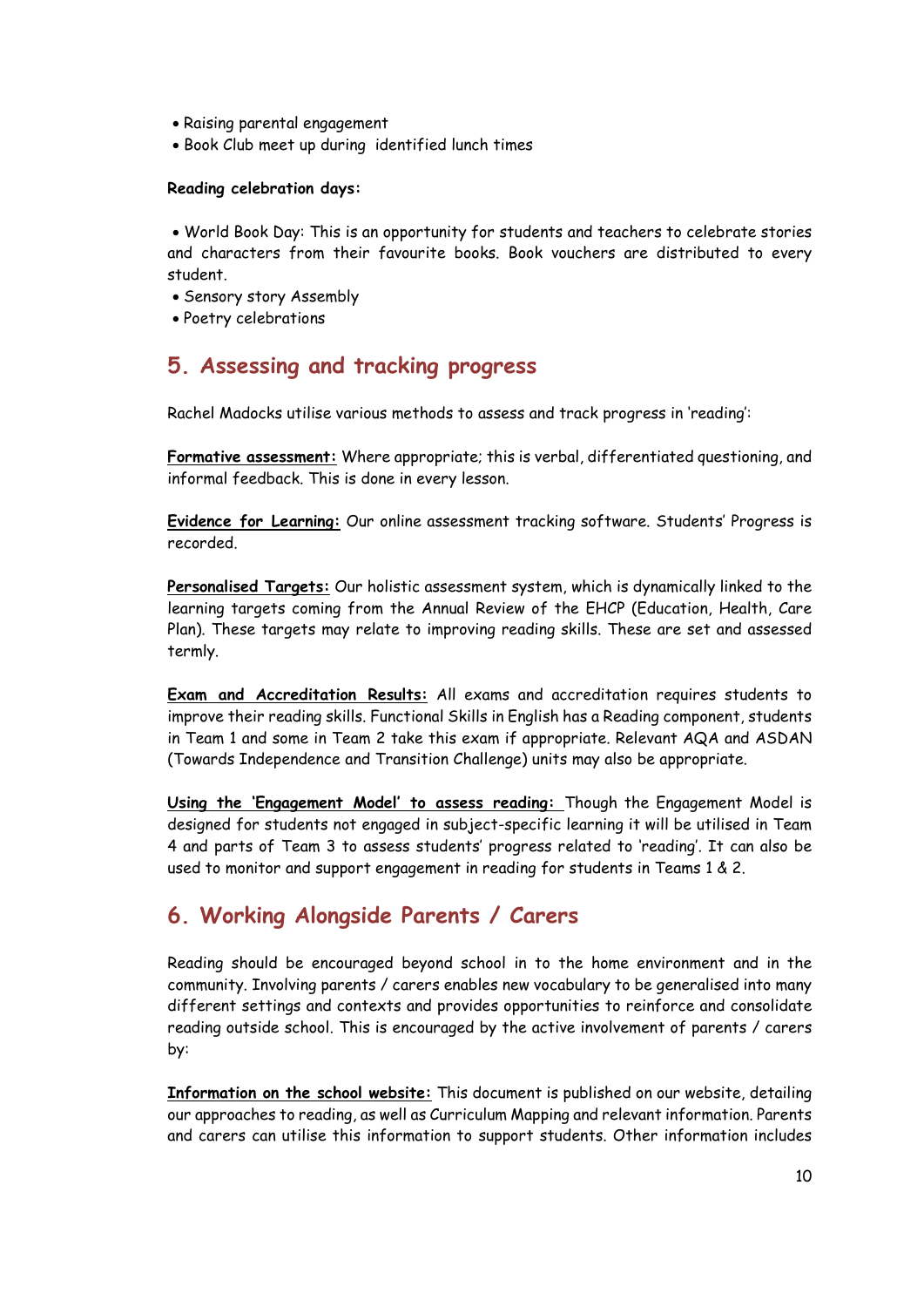- Raising parental engagement
- Book Club meet up during identified lunch times

**Reading celebration days:**

- World Book Day: This is an opportunity for students and teachers to celebrate stories and characters from their favourite books. Book vouchers are distributed to every student.
- Sensory story Assembly
- Poetry celebrations

## 5. Assessing and tracking progress

Rachel Madocks utilise various methods to assess and track progress in 'reading':

**Formative assessment:** Where appropriate; this is verbal, differentiated questioning, and informal feedback. This is done in every lesson.

**Evidence for Learning:** Our online assessment tracking software. Students' Progress is recorded.

**Personalised Targets:** Our holistic assessment system, which is dynamically linked to the learning targets coming from the Annual Review of the EHCP (Education, Health, Care Plan). These targets may relate to improving reading skills. These are set and assessed termly.

**Exam and Accreditation Results:** All exams and accreditation requires students to improve their reading skills. Functional Skills in English has a Reading component, students in Team 1 and some in Team 2 take this exam if appropriate. Relevant AQA and ASDAN (Towards Independence and Transition Challenge) units may also be appropriate.

**Using the 'Engagement Model' to assess reading:** Though the Engagement Model is designed for students not engaged in subject-specific learning it will be utilised in Team 4 and parts of Team 3 to assess students' progress related to 'reading'. It can also be used to monitor and support engagement in reading for students in Teams 1 & 2.

## 6. Working Alongside Parents / Carers

Reading should be encouraged beyond school in to the home environment and in the community. Involving parents / carers enables new vocabulary to be generalised into many different settings and contexts and provides opportunities to reinforce and consolidate reading outside school. This is encouraged by the active involvement of parents / carers by:

**Information on the school website:** This document is published on our website, detailing our approaches to reading, as well as Curriculum Mapping and relevant information. Parents and carers can utilise this information to support students. Other information includes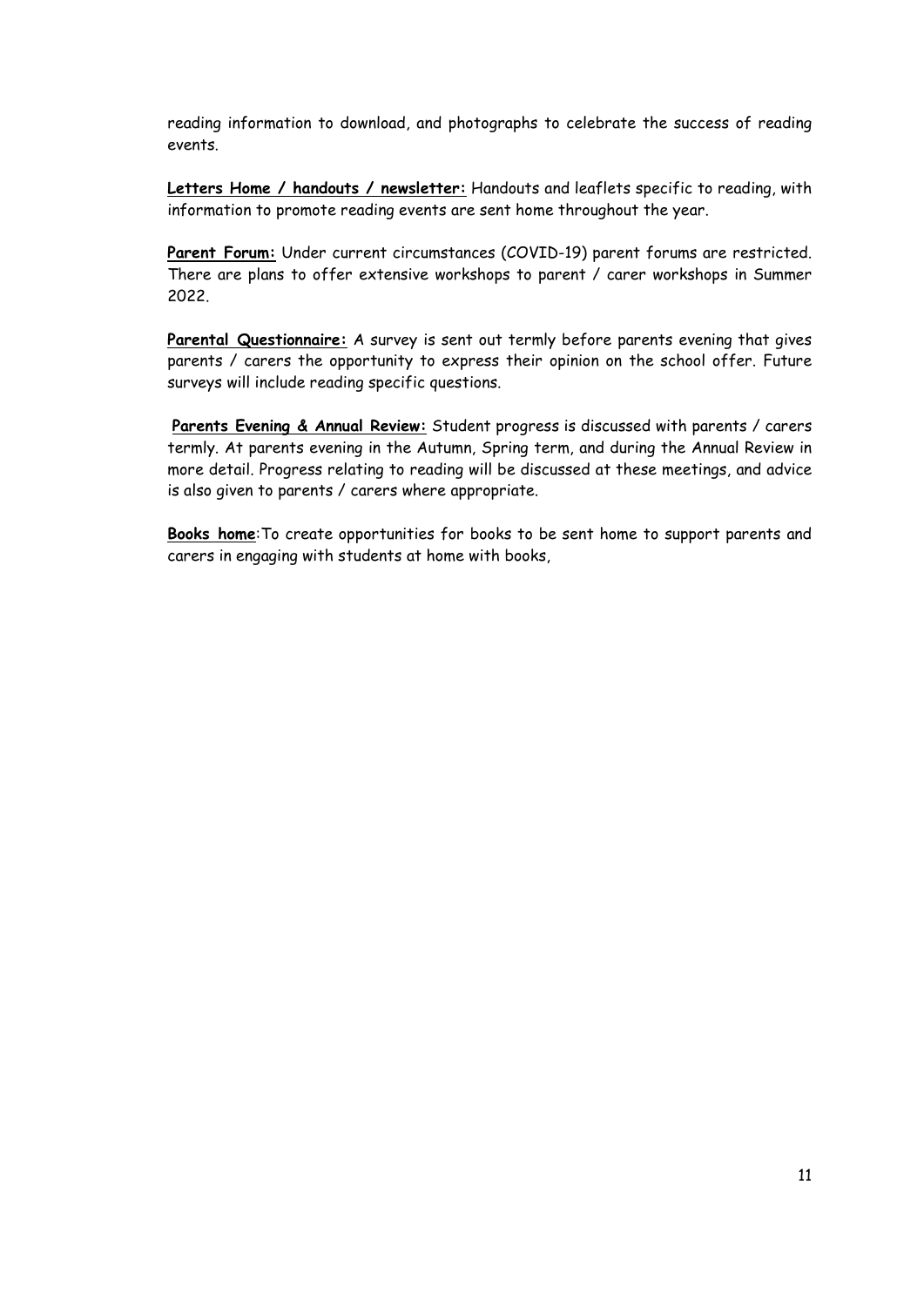reading information to download, and photographs to celebrate the success of reading events.

**Letters Home / handouts / newsletter:** Handouts and leaflets specific to reading, with information to promote reading events are sent home throughout the year.

**Parent Forum:** Under current circumstances (COVID-19) parent forums are restricted. There are plans to offer extensive workshops to parent / carer workshops in Summer 2022.

**Parental Questionnaire:** A survey is sent out termly before parents evening that gives parents / carers the opportunity to express their opinion on the school offer. Future surveys will include reading specific questions.

**Parents Evening & Annual Review:** Student progress is discussed with parents / carers termly. At parents evening in the Autumn, Spring term, and during the Annual Review in more detail. Progress relating to reading will be discussed at these meetings, and advice is also given to parents / carers where appropriate.

**Books home**:To create opportunities for books to be sent home to support parents and carers in engaging with students at home with books,